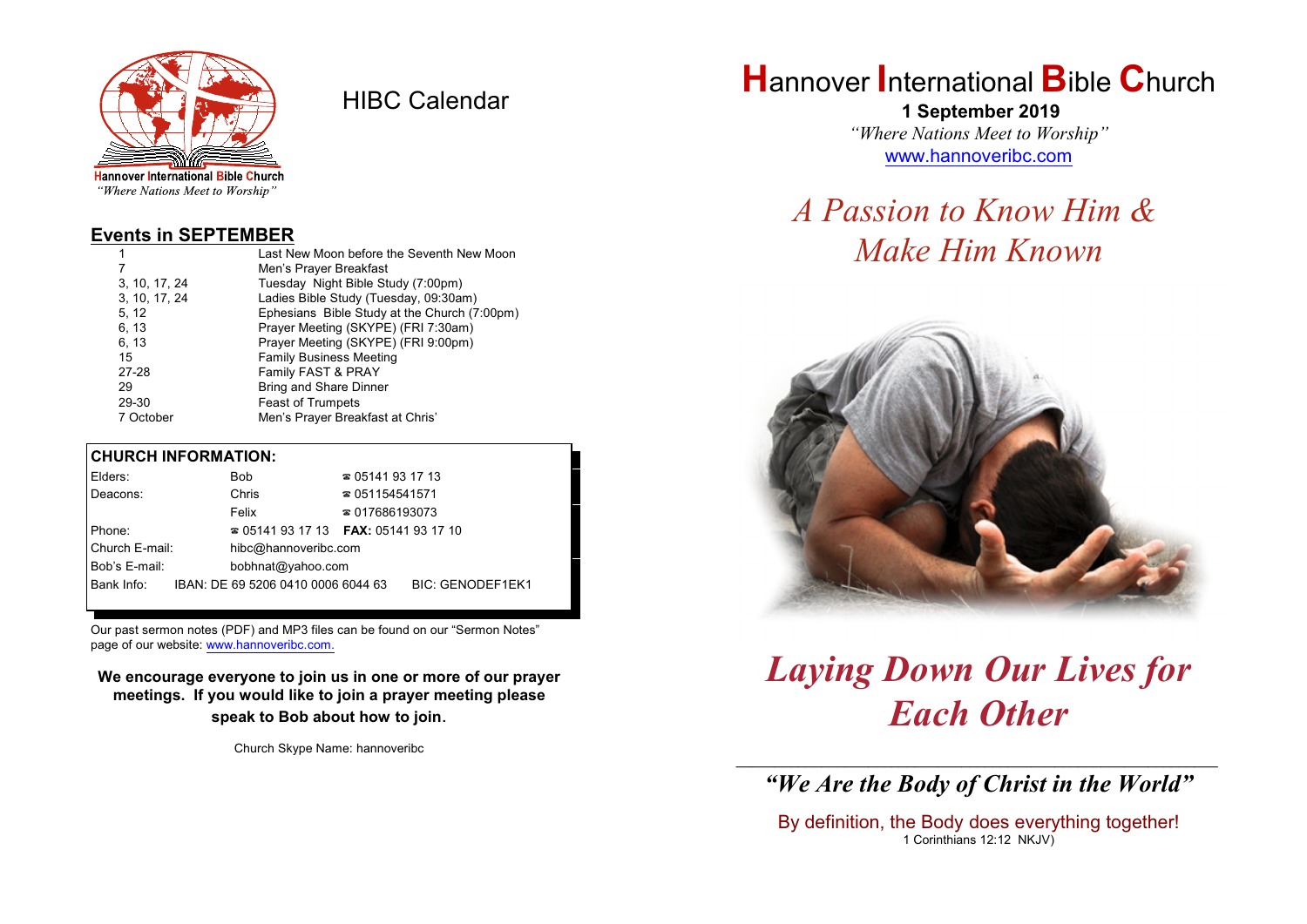Hannover International Bible Church
*"Where Nations Meet to Worship"*

# HIBC Calendar

## Events in SEPTEMBER

| | |
|---|---|
| 1 | Last New Moon before the Seventh New Moon |
| 7 | Men's Prayer Breakfast |
| 3, 10, 17, 24 | Tuesday Night Bible Study (7:00pm) |
| 3, 10, 17, 24 | Ladies Bible Study (Tuesday, 09:30am) |
| 5, 12 | Ephesians Bible Study at the Church (7:00pm) |
| 6, 13 | Prayer Meeting (SKYPE) (FRI 7:30am) |
| 6, 13 | Prayer Meeting (SKYPE) (FRI 9:00pm) |
| 15 | Family Business Meeting |
| 27-28 | Family FAST & PRAY |
| 29 | Bring and Share Dinner |
| 29-30 | Feast of Trumpets |
| 7 October | Men's Prayer Breakfast at Chris' |

## CHURCH INFORMATION:

| | | |
|---|---|---|
| Elders: | Bob | ☎ 05141 93 17 13 |
| Deacons: | Chris | ☎ 051154541571 |
| | Felix | ☎ 017686193073 |
| Phone: | ☎ 05141 93 17 13 | **FAX:** 05141 93 17 10 |
| Church E-mail: | hibc@hannoveribc.com | |
| Bob's E-mail: | bobhnat@yahoo.com | |
| Bank Info: | IBAN: DE 69 5206 0410 0006 6044 63 | BIC: GENODEF1EK1 |

Our past sermon notes (PDF) and MP3 files can be found on our "Sermon Notes" page of our website: www.hannoveribc.com.

**We encourage everyone to join us in one or more of our prayer meetings. If you would like to join a prayer meeting please speak to Bob about how to join.**

Church Skype Name: hannoveribc

# Hannover International Bible Church

**1 September 2019**

*"Where Nations Meet to Worship"*

www.hannoveribc.com

## *A Passion to Know Him & Make Him Known*

# *Laying Down Our Lives for Each Other*

---

### *"We Are the Body of Christ in the World"*

By definition, the Body does everything together!
1 Corinthians 12:12 NKJV)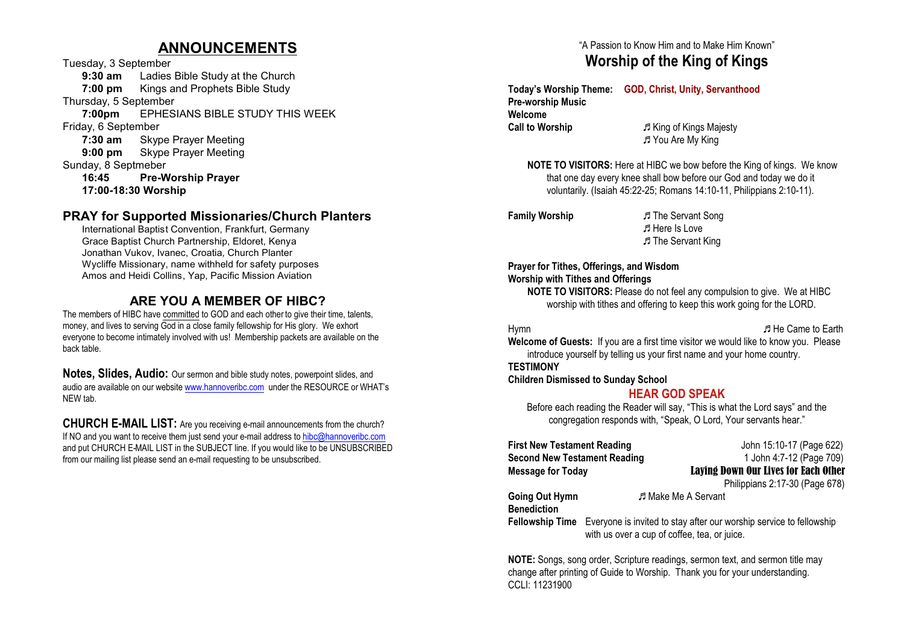# ANNOUNCEMENTS

Tuesday, 3 September

- **9:30 am** Ladies Bible Study at the Church
- **7:00 pm** Kings and Prophets Bible Study

Thursday, 5 September

- **7:00pm** EPHESIANS BIBLE STUDY THIS WEEK

Friday, 6 September

- **7:30 am** Skype Prayer Meeting
- **9:00 pm** Skype Prayer Meeting

Sunday, 8 Septmeber

- **16:45 Pre-Worship Prayer**
- **17:00-18:30 Worship**

## PRAY for Supported Missionaries/Church Planters

International Baptist Convention, Frankfurt, Germany
Grace Baptist Church Partnership, Eldoret, Kenya
Jonathan Vukov, Ivanec, Croatia, Church Planter
Wycliffe Missionary, name withheld for safety purposes
Amos and Heidi Collins, Yap, Pacific Mission Aviation

## ARE YOU A MEMBER OF HIBC?

The members of HIBC have committed to GOD and each other to give their time, talents, money, and lives to serving God in a close family fellowship for His glory. We exhort everyone to become intimately involved with us! Membership packets are available on the back table.

**Notes, Slides, Audio:** Our sermon and bible study notes, powerpoint slides, and audio are available on our website www.hannoveribc.com under the RESOURCE or WHAT's NEW tab.

**CHURCH E-MAIL LIST:** Are you receiving e-mail announcements from the church? If NO and you want to receive them just send your e-mail address to hibc@hannoveribc.com and put CHURCH E-MAIL LIST in the SUBJECT line. If you would like to be UNSUBSCRIBED from our mailing list please send an e-mail requesting to be unsubscribed.

"A Passion to Know Him and to Make Him Known"

# Worship of the King of Kings

**Today's Worship Theme:** **GOD, Christ, Unity, Servanthood**

**Pre-worship Music**

**Welcome**

**Call to Worship** ♬ King of Kings Majesty
♬ You Are My King

**NOTE TO VISITORS:** Here at HIBC we bow before the King of kings. We know that one day every knee shall bow before our God and today we do it voluntarily. (Isaiah 45:22-25; Romans 14:10-11, Philippians 2:10-11).

**Family Worship** ♬ The Servant Song
♬ Here Is Love
♬ The Servant King

**Prayer for Tithes, Offerings, and Wisdom**

**Worship with Tithes and Offerings**

**NOTE TO VISITORS:** Please do not feel any compulsion to give. We at HIBC worship with tithes and offering to keep this work going for the LORD.

Hymn ♬ He Came to Earth

**Welcome of Guests:** If you are a first time visitor we would like to know you. Please introduce yourself by telling us your first name and your home country.

**TESTIMONY**

**Children Dismissed to Sunday School**

## HEAR GOD SPEAK

Before each reading the Reader will say, "This is what the Lord says" and the congregation responds with, "Speak, O Lord, Your servants hear."

**First New Testament Reading** John 15:10-17 (Page 622)

**Second New Testament Reading** 1 John 4:7-12 (Page 709)

**Message for Today** **Laying Down Our Lives for Each Other**
Philippians 2:17-30 (Page 678)

**Going Out Hymn** ♬ Make Me A Servant

**Benediction**

**Fellowship Time** Everyone is invited to stay after our worship service to fellowship with us over a cup of coffee, tea, or juice.

**NOTE:** Songs, song order, Scripture readings, sermon text, and sermon title may change after printing of Guide to Worship. Thank you for your understanding.
CCLI: 11231900